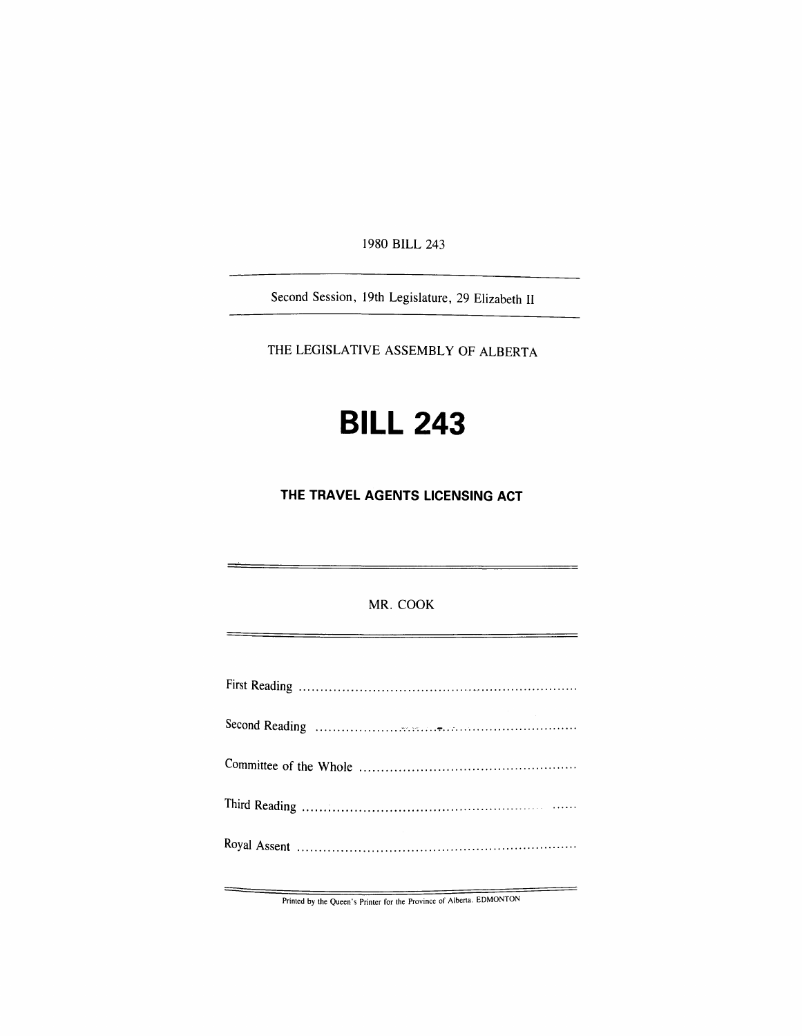1980 BILL 243

Second Session, 19th Legislature, 29 Elizabeth II

THE LEGISLATIVE ASSEMBLY OF ALBERTA

# BILL 243

## THE TRAVEL AGENTS LICENSING ACT

MR. COOK

First Reading ..............................................................

Second Reading ..............................................................

Committee of the Whole ..............................................................

Third Reading ..............................................................

Royal Assent ..............................................................

Printed by the Queen's Printer for the Province of Alberta, EDMONTON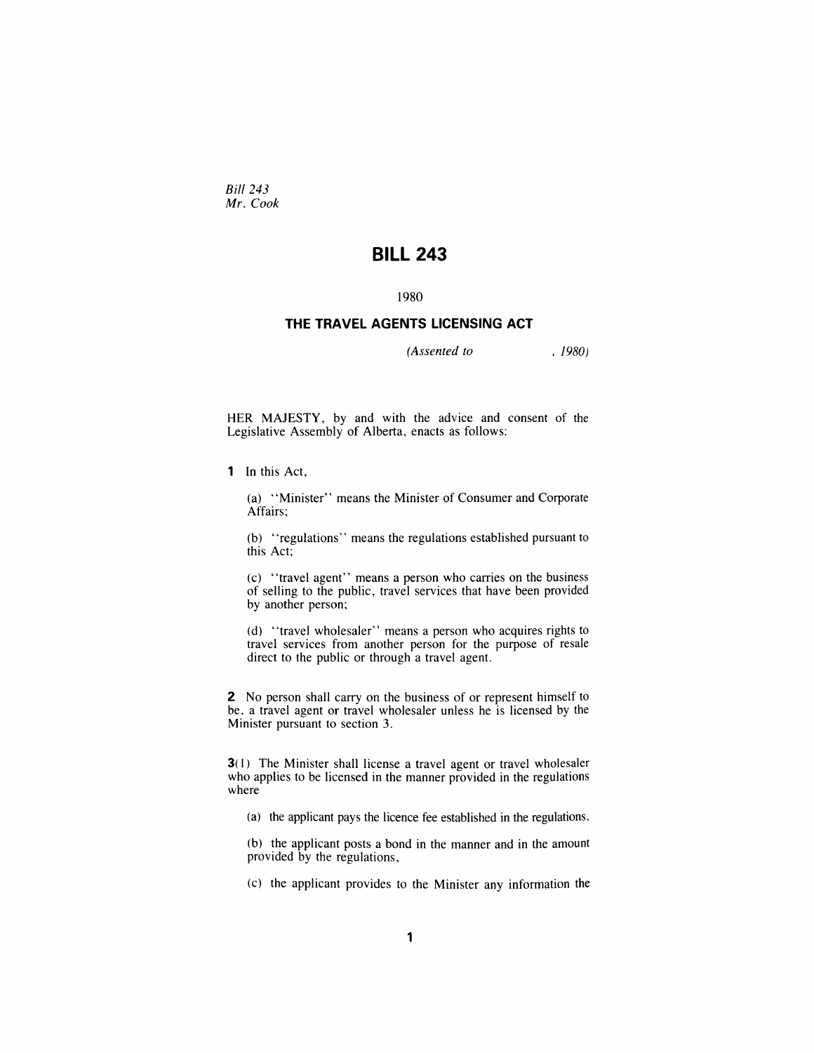*Bill 243*
*Mr. Cook*

# BILL 243

1980

## THE TRAVEL AGENTS LICENSING ACT

*(Assented to , 1980)*

HER MAJESTY, by and with the advice and consent of the Legislative Assembly of Alberta, enacts as follows:

**1** In this Act,

(a) ''Minister'' means the Minister of Consumer and Corporate Affairs;

(b) ''regulations'' means the regulations established pursuant to this Act;

(c) ''travel agent'' means a person who carries on the business of selling to the public, travel services that have been provided by another person;

(d) ''travel wholesaler'' means a person who acquires rights to travel services from another person for the purpose of resale direct to the public or through a travel agent.

**2** No person shall carry on the business of or represent himself to be, a travel agent or travel wholesaler unless he is licensed by the Minister pursuant to section 3.

**3**(1) The Minister shall license a travel agent or travel wholesaler who applies to be licensed in the manner provided in the regulations where

(a) the applicant pays the licence fee established in the regulations,

(b) the applicant posts a bond in the manner and in the amount provided by the regulations,

(c) the applicant provides to the Minister any information the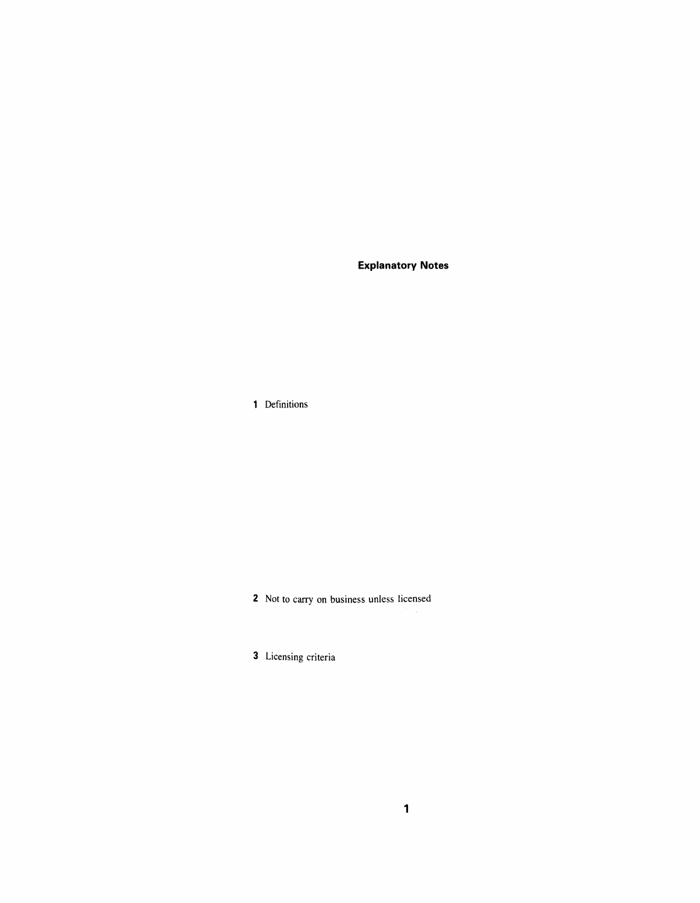## Explanatory Notes

**1** Definitions

**2** Not to carry on business unless licensed

**3** Licensing criteria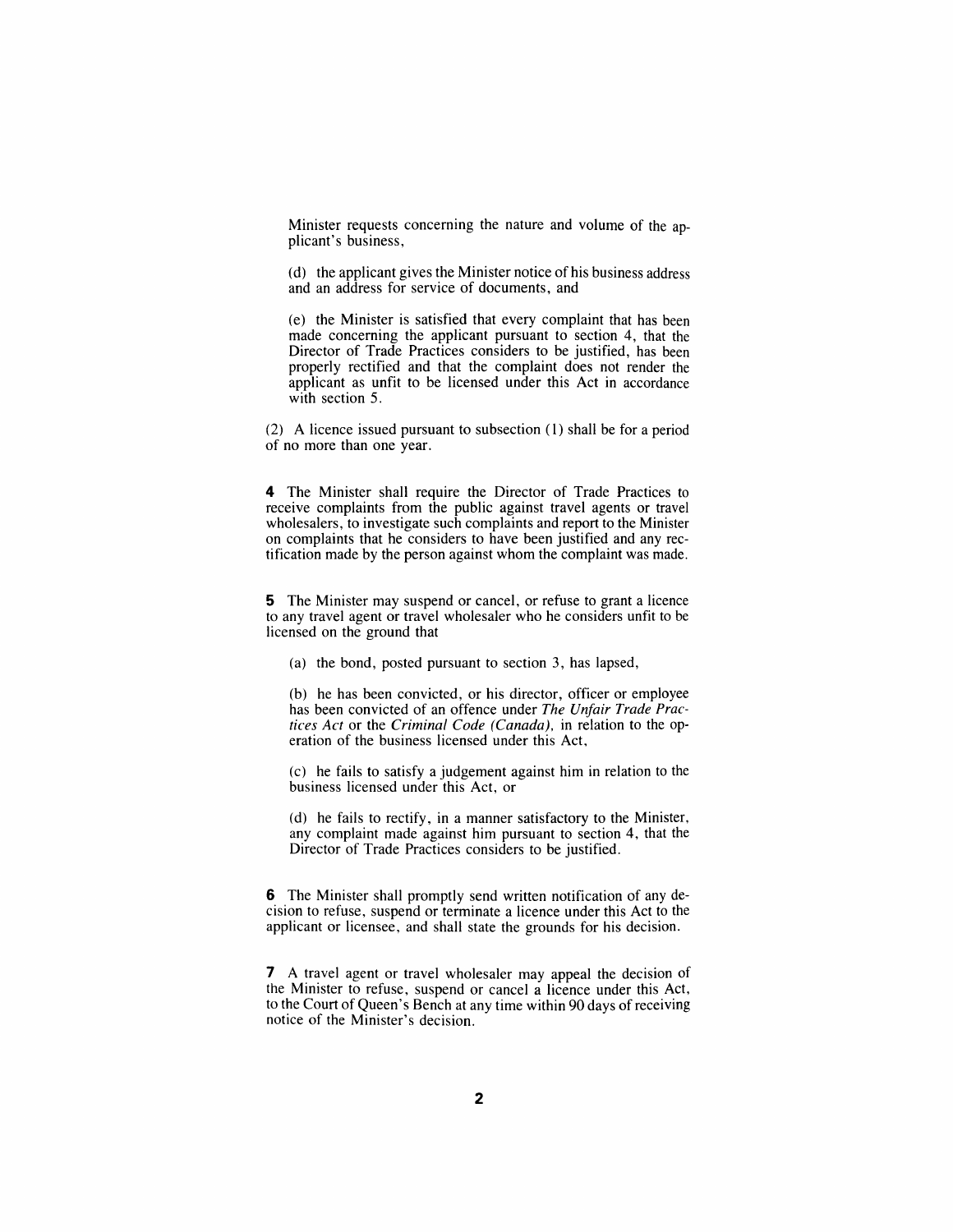Minister requests concerning the nature and volume of the applicant's business,

(d) the applicant gives the Minister notice of his business address and an address for service of documents, and

(e) the Minister is satisfied that every complaint that has been made concerning the applicant pursuant to section 4, that the Director of Trade Practices considers to be justified, has been properly rectified and that the complaint does not render the applicant as unfit to be licensed under this Act in accordance with section 5.

(2) A licence issued pursuant to subsection (1) shall be for a period of no more than one year.

**4** The Minister shall require the Director of Trade Practices to receive complaints from the public against travel agents or travel wholesalers, to investigate such complaints and report to the Minister on complaints that he considers to have been justified and any rectification made by the person against whom the complaint was made.

**5** The Minister may suspend or cancel, or refuse to grant a licence to any travel agent or travel wholesaler who he considers unfit to be licensed on the ground that

(a) the bond, posted pursuant to section 3, has lapsed,

(b) he has been convicted, or his director, officer or employee has been convicted of an offence under *The Unfair Trade Practices Act* or the *Criminal Code (Canada),* in relation to the operation of the business licensed under this Act,

(c) he fails to satisfy a judgement against him in relation to the business licensed under this Act, or

(d) he fails to rectify, in a manner satisfactory to the Minister, any complaint made against him pursuant to section 4, that the Director of Trade Practices considers to be justified.

**6** The Minister shall promptly send written notification of any decision to refuse, suspend or terminate a licence under this Act to the applicant or licensee, and shall state the grounds for his decision.

**7** A travel agent or travel wholesaler may appeal the decision of the Minister to refuse, suspend or cancel a licence under this Act, to the Court of Queen's Bench at any time within 90 days of receiving notice of the Minister's decision.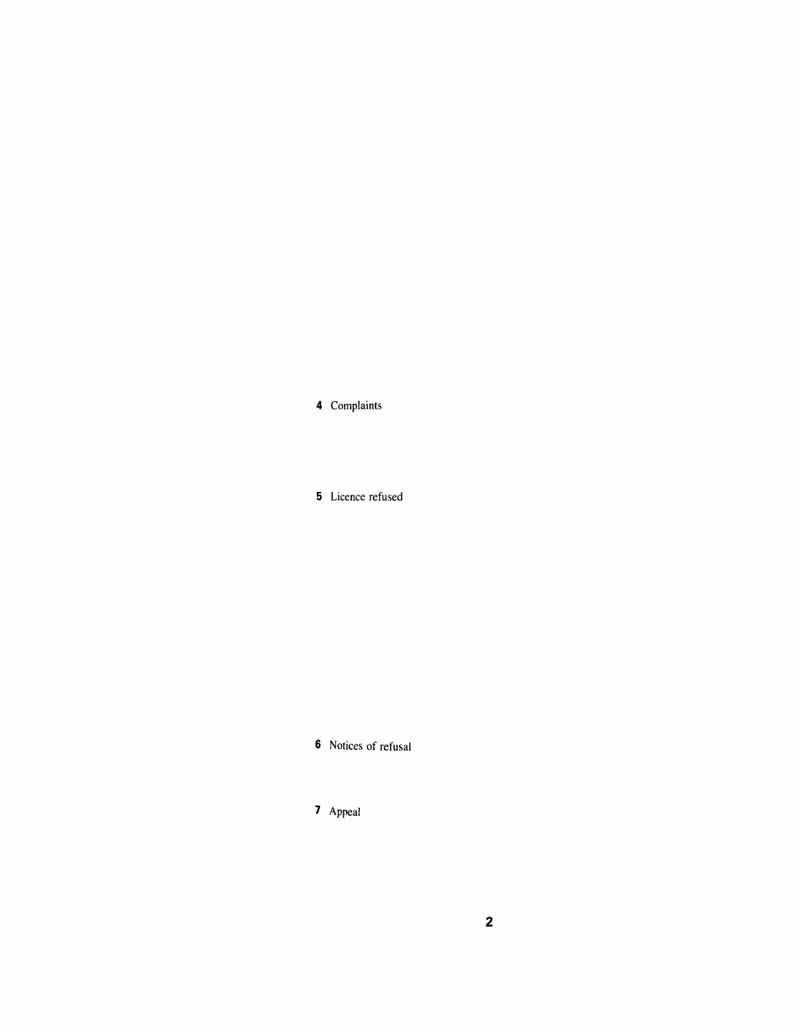**4** Complaints

**5** Licence refused

**6** Notices of refusal

**7** Appeal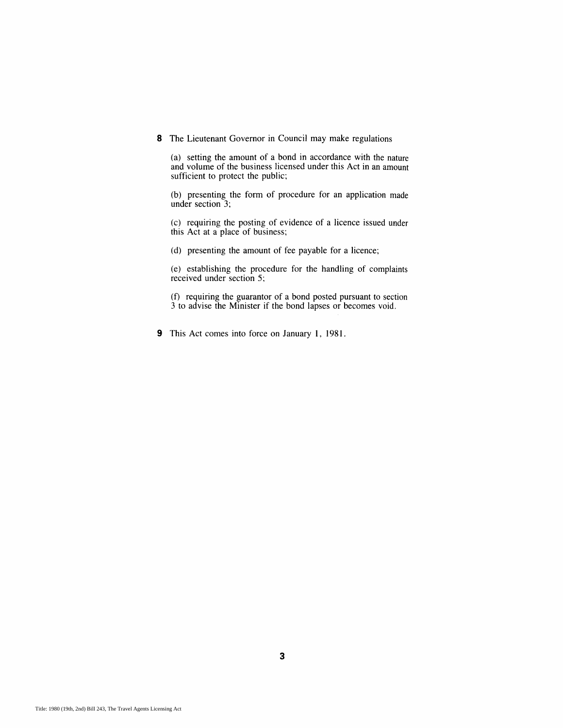**8** The Lieutenant Governor in Council may make regulations

(a) setting the amount of a bond in accordance with the nature and volume of the business licensed under this Act in an amount sufficient to protect the public;

(b) presenting the form of procedure for an application made under section 3;

(c) requiring the posting of evidence of a licence issued under this Act at a place of business;

(d) presenting the amount of fee payable for a licence;

(e) establishing the procedure for the handling of complaints received under section 5;

(f) requiring the guarantor of a bond posted pursuant to section 3 to advise the Minister if the bond lapses or becomes void.

**9** This Act comes into force on January 1, 1981.